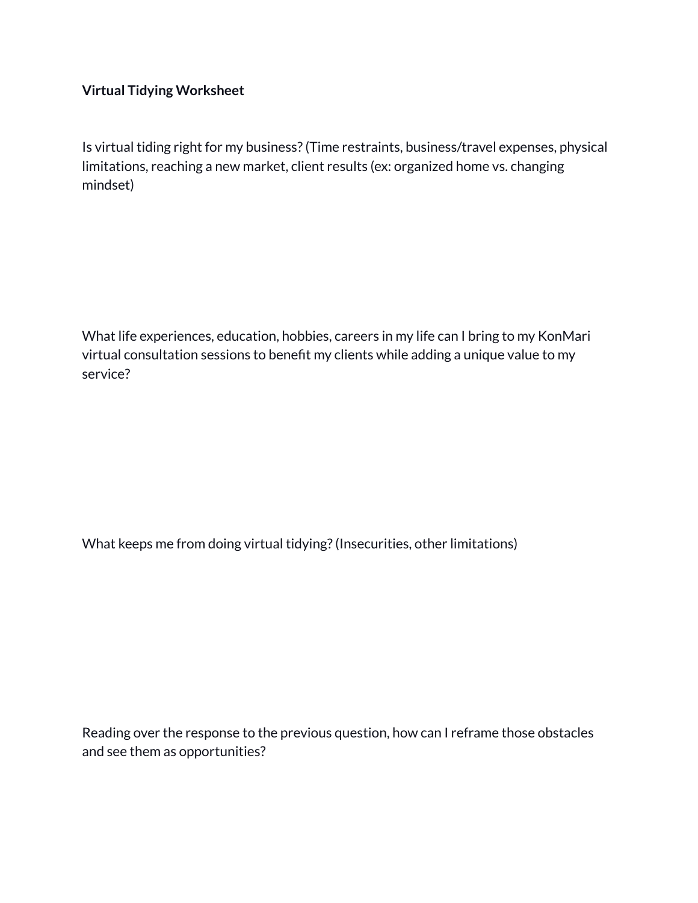**Virtual Tidying Worksheet**

Is virtual tiding right for my business? (Time restraints, business/travel expenses, physical limitations, reaching a new market, client results (ex: organized home vs. changing mindset)

What life experiences, education, hobbies, careers in my life can I bring to my KonMari virtual consultation sessions to benefit my clients while adding a unique value to my service?

What keeps me from doing virtual tidying? (Insecurities, other limitations)

Reading over the response to the previous question, how can I reframe those obstacles and see them as opportunities?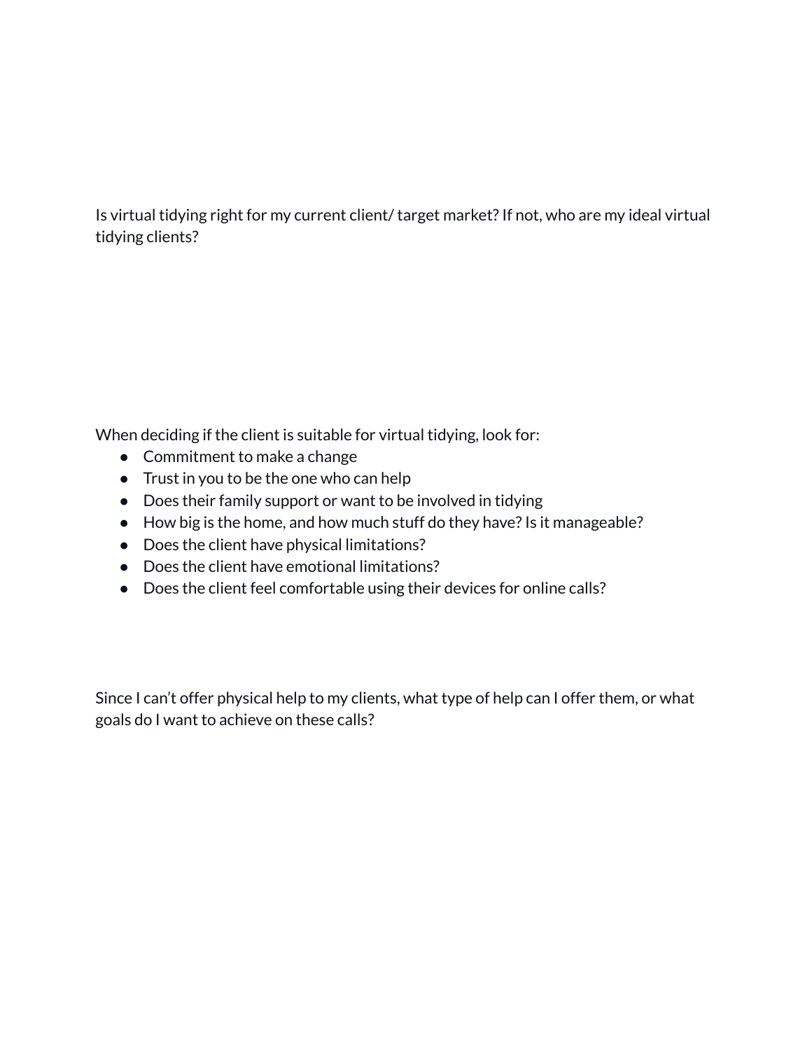Is virtual tidying right for my current client/ target market? If not, who are my ideal virtual tidying clients?

When deciding if the client is suitable for virtual tidying, look for:

- Commitment to make a change
- Trust in you to be the one who can help
- Does their family support or want to be involved in tidying
- How big is the home, and how much stuff do they have? Is it manageable?
- Does the client have physical limitations?
- Does the client have emotional limitations?
- Does the client feel comfortable using their devices for online calls?

Since I can't offer physical help to my clients, what type of help can I offer them, or what goals do I want to achieve on these calls?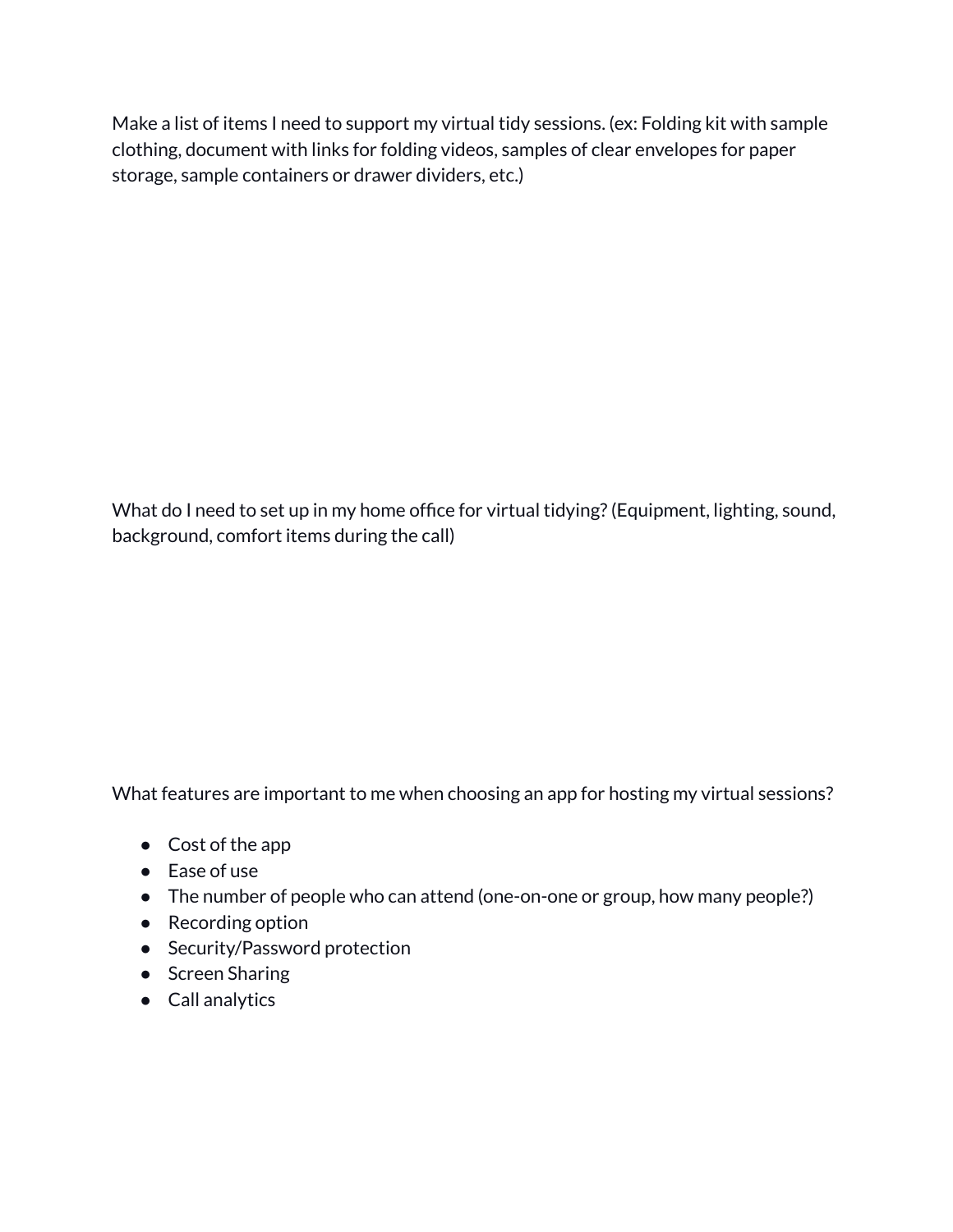Make a list of items I need to support my virtual tidy sessions. (ex: Folding kit with sample clothing, document with links for folding videos, samples of clear envelopes for paper storage, sample containers or drawer dividers, etc.)

What do I need to set up in my home office for virtual tidying? (Equipment, lighting, sound, background, comfort items during the call)

What features are important to me when choosing an app for hosting my virtual sessions?

- Cost of the app
- Ease of use
- The number of people who can attend (one-on-one or group, how many people?)
- Recording option
- Security/Password protection
- Screen Sharing
- Call analytics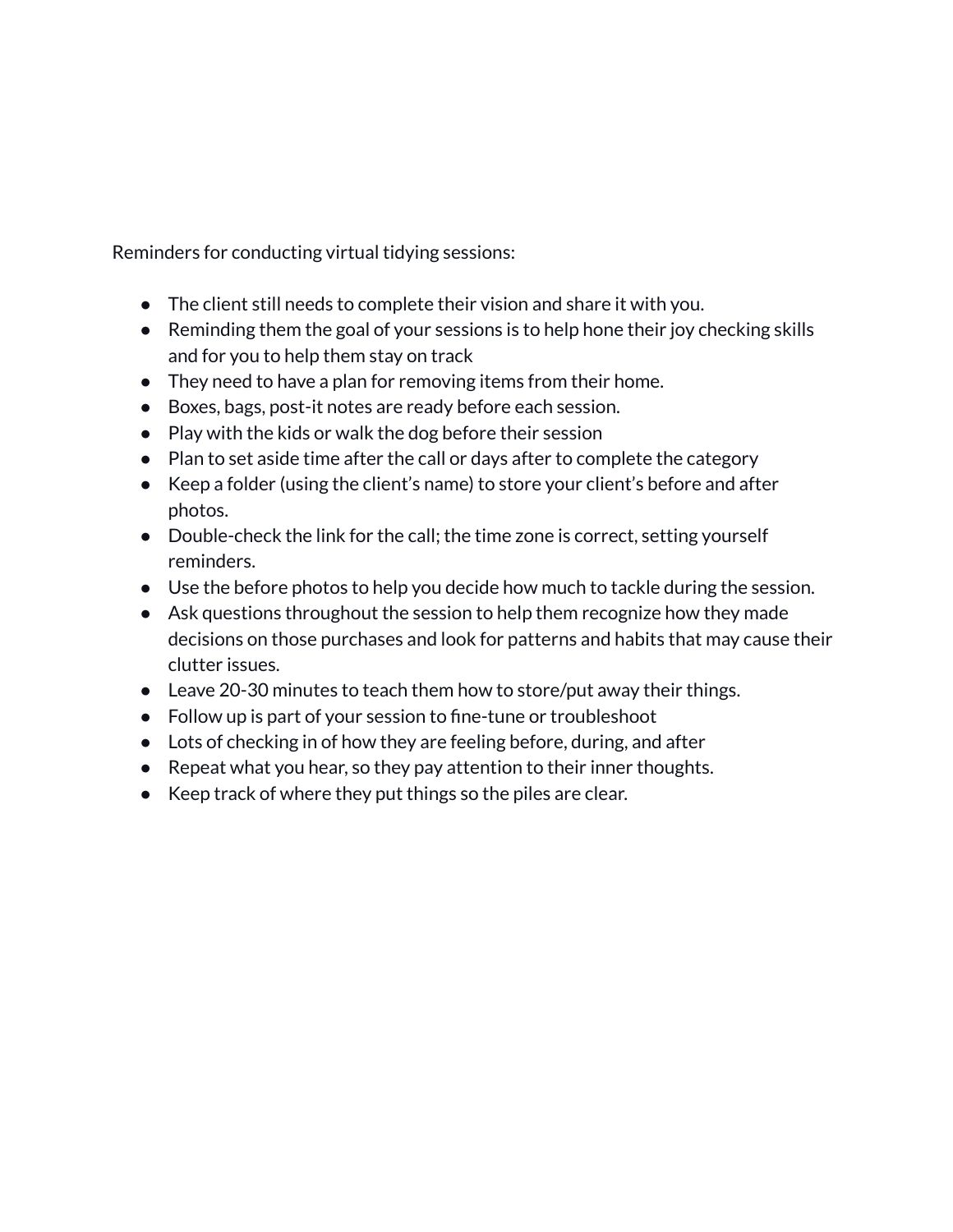Reminders for conducting virtual tidying sessions:

- The client still needs to complete their vision and share it with you.
- Reminding them the goal of your sessions is to help hone their joy checking skills and for you to help them stay on track
- They need to have a plan for removing items from their home.
- Boxes, bags, post-it notes are ready before each session.
- Play with the kids or walk the dog before their session
- Plan to set aside time after the call or days after to complete the category
- Keep a folder (using the client's name) to store your client's before and after photos.
- Double-check the link for the call; the time zone is correct, setting yourself reminders.
- Use the before photos to help you decide how much to tackle during the session.
- Ask questions throughout the session to help them recognize how they made decisions on those purchases and look for patterns and habits that may cause their clutter issues.
- Leave 20-30 minutes to teach them how to store/put away their things.
- Follow up is part of your session to fine-tune or troubleshoot
- Lots of checking in of how they are feeling before, during, and after
- Repeat what you hear, so they pay attention to their inner thoughts.
- Keep track of where they put things so the piles are clear.